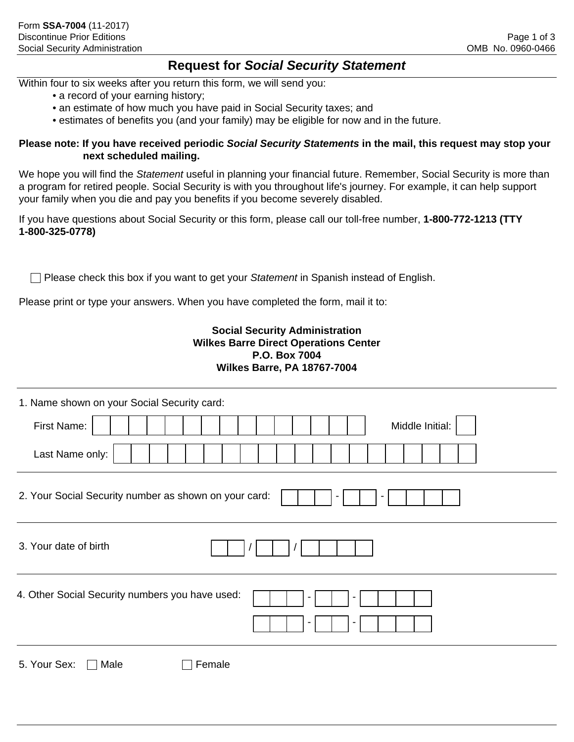Form **SSA-7004** (11-2017)
Discontinue Prior Editions
Social Security Administration

OMB No. 0960-0466

# Request for *Social Security Statement*

Within four to six weeks after you return this form, we will send you:

- a record of your earning history;
- an estimate of how much you have paid in Social Security taxes; and
- estimates of benefits you (and your family) may be eligible for now and in the future.

**Please note: If you have received periodic *Social Security Statements* in the mail, this request may stop your next scheduled mailing.**

We hope you will find the *Statement* useful in planning your financial future. Remember, Social Security is more than a program for retired people. Social Security is with you throughout life's journey. For example, it can help support your family when you die and pay you benefits if you become severely disabled.

If you have questions about Social Security or this form, please call our toll-free number, **1-800-772-1213 (TTY 1-800-325-0778)**

☐ Please check this box if you want to get your *Statement* in Spanish instead of English.

Please print or type your answers. When you have completed the form, mail it to:

**Social Security Administration**
**Wilkes Barre Direct Operations Center**
**P.O. Box 7004**
**Wilkes Barre, PA 18767-7004**

---

1. Name shown on your Social Security card:

   First Name: ______________________ Middle Initial: ___

   Last Name only: ______________________

---

2. Your Social Security number as shown on your card: ___ - __ - ____

---

3. Your date of birth __ / __ / ____

---

4. Other Social Security numbers you have used: ___ - __ - ____

   ___ - __ - ____

---

5. Your Sex: ☐ Male ☐ Female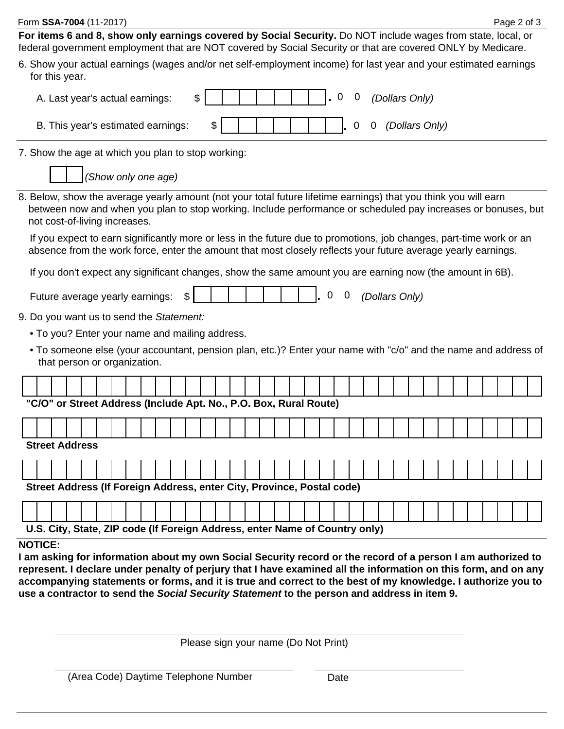**For items 6 and 8, show only earnings covered by Social Security.** Do NOT include wages from state, local, or federal government employment that are NOT covered by Social Security or that are covered ONLY by Medicare.

6. Show your actual earnings (wages and/or net self-employment income) for last year and your estimated earnings for this year.

   A. Last year's actual earnings: $ __________ . 0 0 *(Dollars Only)*

   B. This year's estimated earnings: $ __________ . 0 0 *(Dollars Only)*

7. Show the age at which you plan to stop working:

   ____ *(Show only one age)*

8. Below, show the average yearly amount (not your total future lifetime earnings) that you think you will earn between now and when you plan to stop working. Include performance or scheduled pay increases or bonuses, but not cost-of-living increases.

   If you expect to earn significantly more or less in the future due to promotions, job changes, part-time work or an absence from the work force, enter the amount that most closely reflects your future average yearly earnings.

   If you don't expect any significant changes, show the same amount you are earning now (the amount in 6B).

   Future average yearly earnings: $ __________ . 0 0 *(Dollars Only)*

9. Do you want us to send the *Statement:*

   - To you? Enter your name and mailing address.
   - To someone else (your accountant, pension plan, etc.)? Enter your name with "c/o" and the name and address of that person or organization.

____________________________________________

**"C/O" or Street Address (Include Apt. No., P.O. Box, Rural Route)**

____________________________________________

**Street Address**

____________________________________________

**Street Address (If Foreign Address, enter City, Province, Postal code)**

____________________________________________

**U.S. City, State, ZIP code (If Foreign Address, enter Name of Country only)**

**NOTICE:**

**I am asking for information about my own Social Security record or the record of a person I am authorized to represent. I declare under penalty of perjury that I have examined all the information on this form, and on any accompanying statements or forms, and it is true and correct to the best of my knowledge. I authorize you to use a contractor to send the *Social Security Statement* to the person and address in item 9.**

____________________________________________

Please sign your name (Do Not Print)

______________________________ ______________________

(Area Code) Daytime Telephone Number Date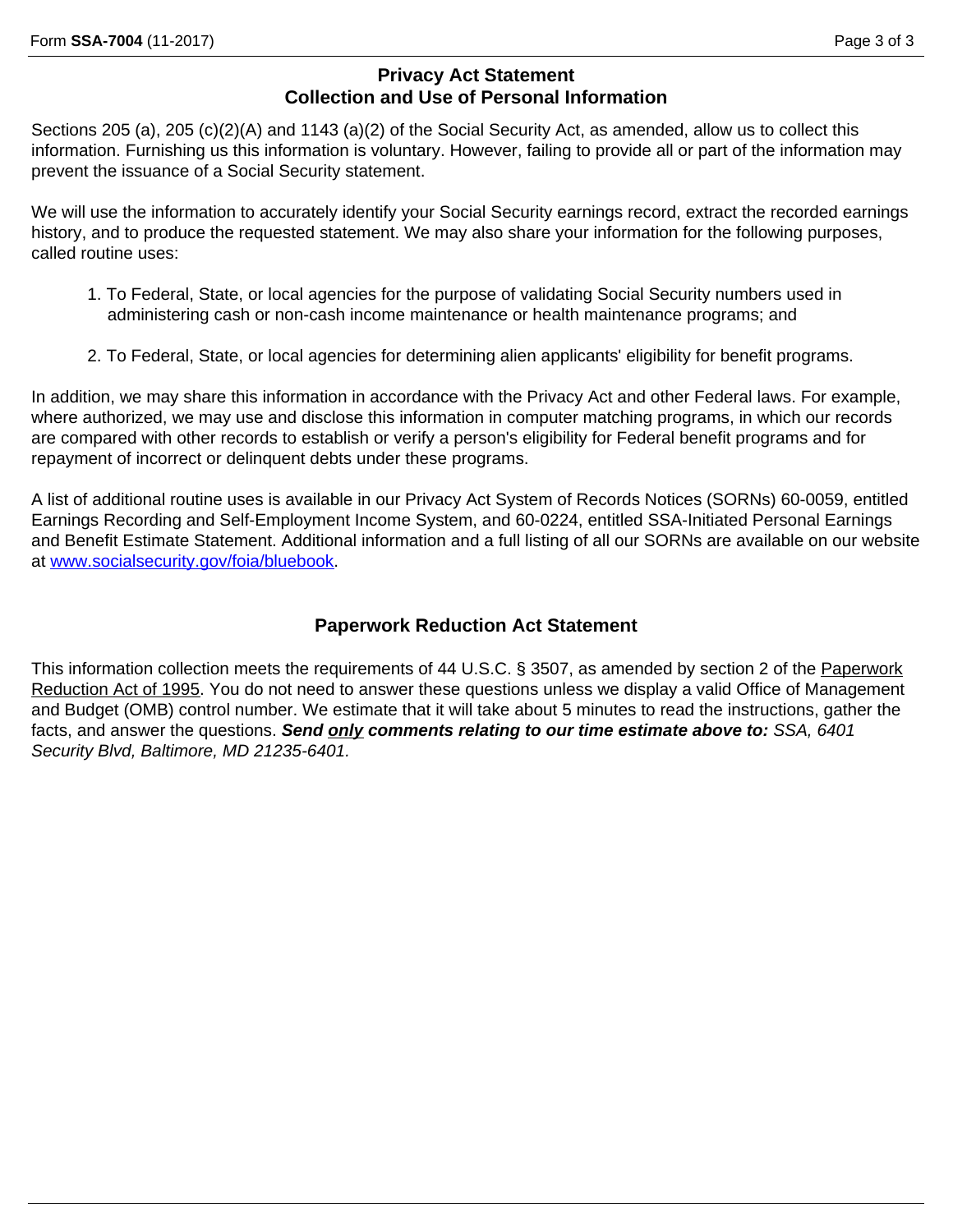## Privacy Act Statement
## Collection and Use of Personal Information

Sections 205 (a), 205 (c)(2)(A) and 1143 (a)(2) of the Social Security Act, as amended, allow us to collect this information. Furnishing us this information is voluntary. However, failing to provide all or part of the information may prevent the issuance of a Social Security statement.

We will use the information to accurately identify your Social Security earnings record, extract the recorded earnings history, and to produce the requested statement. We may also share your information for the following purposes, called routine uses:

1. To Federal, State, or local agencies for the purpose of validating Social Security numbers used in administering cash or non-cash income maintenance or health maintenance programs; and

2. To Federal, State, or local agencies for determining alien applicants' eligibility for benefit programs.

In addition, we may share this information in accordance with the Privacy Act and other Federal laws. For example, where authorized, we may use and disclose this information in computer matching programs, in which our records are compared with other records to establish or verify a person's eligibility for Federal benefit programs and for repayment of incorrect or delinquent debts under these programs.

A list of additional routine uses is available in our Privacy Act System of Records Notices (SORNs) 60-0059, entitled Earnings Recording and Self-Employment Income System, and 60-0224, entitled SSA-Initiated Personal Earnings and Benefit Estimate Statement. Additional information and a full listing of all our SORNs are available on our website at [www.socialsecurity.gov/foia/bluebook](http://www.socialsecurity.gov/foia/bluebook).

## Paperwork Reduction Act Statement

This information collection meets the requirements of 44 U.S.C. § 3507, as amended by section 2 of the Paperwork Reduction Act of 1995. You do not need to answer these questions unless we display a valid Office of Management and Budget (OMB) control number. We estimate that it will take about 5 minutes to read the instructions, gather the facts, and answer the questions. ***Send only comments relating to our time estimate above to:*** *SSA, 6401 Security Blvd, Baltimore, MD 21235-6401.*